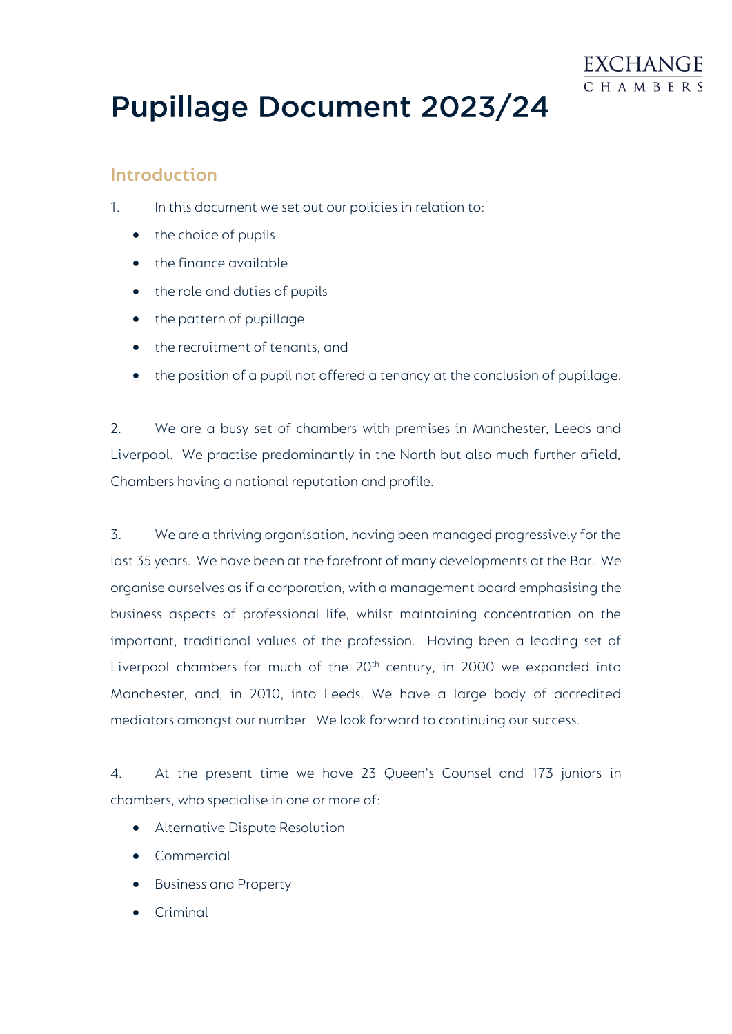# Pupillage Document 2023/24

## Introduction

1. In this document we set out our policies in relation to:

- the choice of pupils
- the finance available
- the role and duties of pupils
- the pattern of pupillage
- the recruitment of tenants, and
- the position of a pupil not offered a tenancy at the conclusion of pupillage.

2. We are a busy set of chambers with premises in Manchester, Leeds and Liverpool. We practise predominantly in the North but also much further afield, Chambers having a national reputation and profile.

3. We are a thriving organisation, having been managed progressively for the last 35 years. We have been at the forefront of many developments at the Bar. We organise ourselves as if a corporation, with a management board emphasising the business aspects of professional life, whilst maintaining concentration on the important, traditional values of the profession. Having been a leading set of Liverpool chambers for much of the 20th century, in 2000 we expanded into Manchester, and, in 2010, into Leeds. We have a large body of accredited mediators amongst our number. We look forward to continuing our success.

4. At the present time we have 23 Queen's Counsel and 173 juniors in chambers, who specialise in one or more of:

- Alternative Dispute Resolution
- Commercial
- Business and Property
- Criminal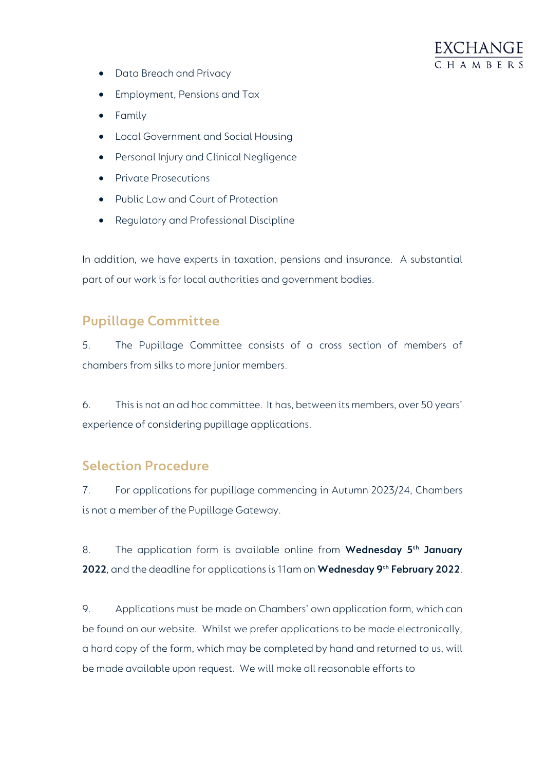- Data Breach and Privacy
- Employment, Pensions and Tax
- Family
- Local Government and Social Housing
- Personal Injury and Clinical Negligence
- Private Prosecutions
- Public Law and Court of Protection
- Regulatory and Professional Discipline

In addition, we have experts in taxation, pensions and insurance. A substantial part of our work is for local authorities and government bodies.

## Pupillage Committee

5. The Pupillage Committee consists of a cross section of members of chambers from silks to more junior members.

6. This is not an ad hoc committee. It has, between its members, over 50 years' experience of considering pupillage applications.

## Selection Procedure

7. For applications for pupillage commencing in Autumn 2023/24, Chambers is not a member of the Pupillage Gateway.

8. The application form is available online from **Wednesday 5th January 2022**, and the deadline for applications is 11am on **Wednesday 9th February 2022**.

9. Applications must be made on Chambers' own application form, which can be found on our website. Whilst we prefer applications to be made electronically, a hard copy of the form, which may be completed by hand and returned to us, will be made available upon request. We will make all reasonable efforts to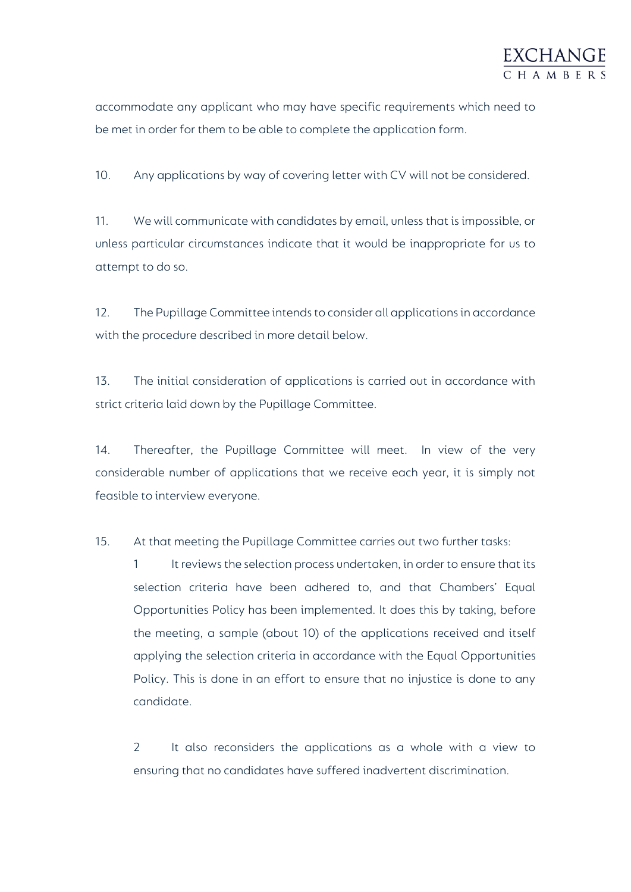accommodate any applicant who may have specific requirements which need to be met in order for them to be able to complete the application form.

10. Any applications by way of covering letter with CV will not be considered.

11. We will communicate with candidates by email, unless that is impossible, or unless particular circumstances indicate that it would be inappropriate for us to attempt to do so.

12. The Pupillage Committee intends to consider all applications in accordance with the procedure described in more detail below.

13. The initial consideration of applications is carried out in accordance with strict criteria laid down by the Pupillage Committee.

14. Thereafter, the Pupillage Committee will meet. In view of the very considerable number of applications that we receive each year, it is simply not feasible to interview everyone.

15. At that meeting the Pupillage Committee carries out two further tasks:

    1 It reviews the selection process undertaken, in order to ensure that its selection criteria have been adhered to, and that Chambers' Equal Opportunities Policy has been implemented. It does this by taking, before the meeting, a sample (about 10) of the applications received and itself applying the selection criteria in accordance with the Equal Opportunities Policy. This is done in an effort to ensure that no injustice is done to any candidate.

    2 It also reconsiders the applications as a whole with a view to ensuring that no candidates have suffered inadvertent discrimination.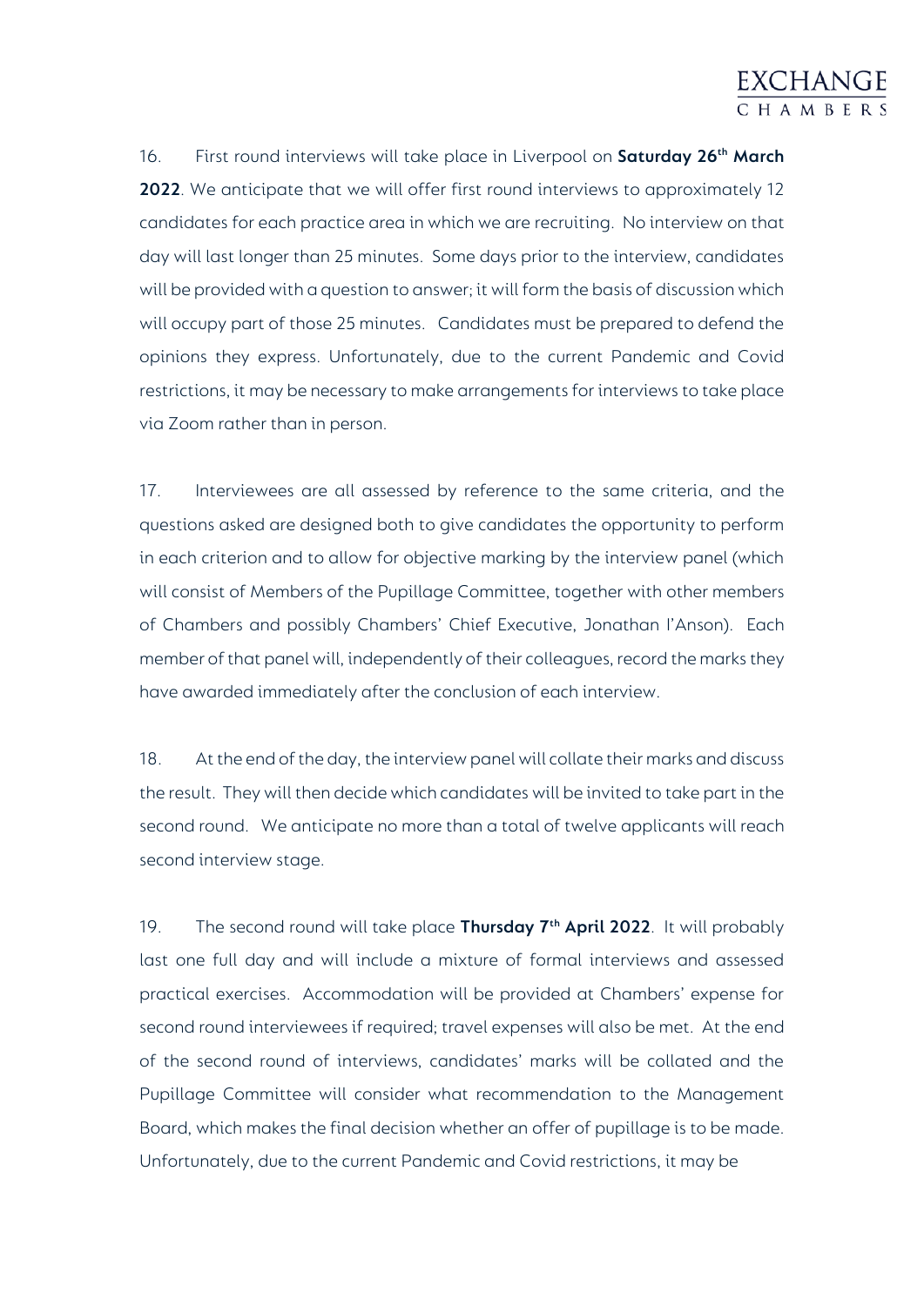16. First round interviews will take place in Liverpool on **Saturday 26th March 2022**. We anticipate that we will offer first round interviews to approximately 12 candidates for each practice area in which we are recruiting. No interview on that day will last longer than 25 minutes. Some days prior to the interview, candidates will be provided with a question to answer; it will form the basis of discussion which will occupy part of those 25 minutes. Candidates must be prepared to defend the opinions they express. Unfortunately, due to the current Pandemic and Covid restrictions, it may be necessary to make arrangements for interviews to take place via Zoom rather than in person.

17. Interviewees are all assessed by reference to the same criteria, and the questions asked are designed both to give candidates the opportunity to perform in each criterion and to allow for objective marking by the interview panel (which will consist of Members of the Pupillage Committee, together with other members of Chambers and possibly Chambers' Chief Executive, Jonathan I'Anson). Each member of that panel will, independently of their colleagues, record the marks they have awarded immediately after the conclusion of each interview.

18. At the end of the day, the interview panel will collate their marks and discuss the result. They will then decide which candidates will be invited to take part in the second round. We anticipate no more than a total of twelve applicants will reach second interview stage.

19. The second round will take place **Thursday 7th April 2022**. It will probably last one full day and will include a mixture of formal interviews and assessed practical exercises. Accommodation will be provided at Chambers' expense for second round interviewees if required; travel expenses will also be met. At the end of the second round of interviews, candidates' marks will be collated and the Pupillage Committee will consider what recommendation to the Management Board, which makes the final decision whether an offer of pupillage is to be made. Unfortunately, due to the current Pandemic and Covid restrictions, it may be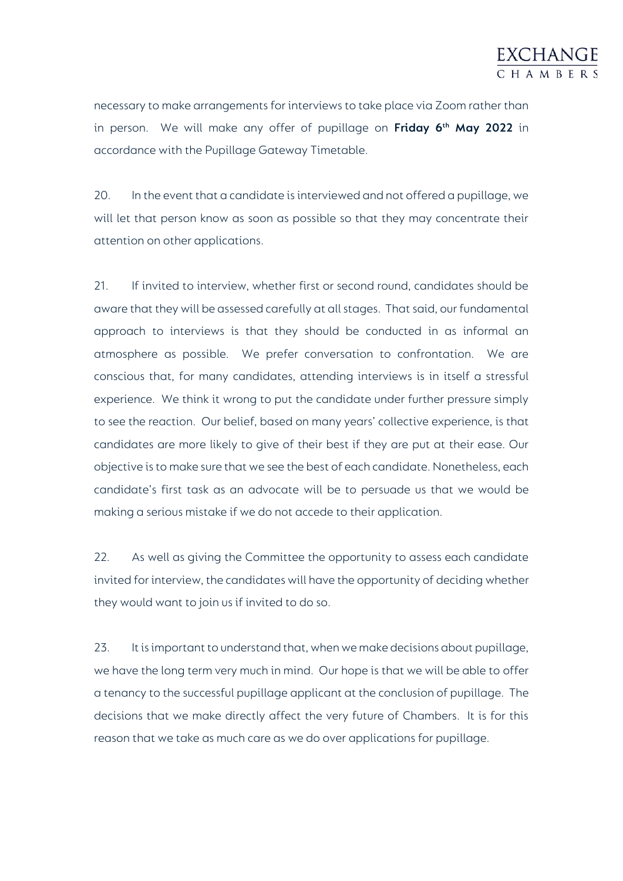necessary to make arrangements for interviews to take place via Zoom rather than in person. We will make any offer of pupillage on **Friday 6th May 2022** in accordance with the Pupillage Gateway Timetable.

20. In the event that a candidate is interviewed and not offered a pupillage, we will let that person know as soon as possible so that they may concentrate their attention on other applications.

21. If invited to interview, whether first or second round, candidates should be aware that they will be assessed carefully at all stages. That said, our fundamental approach to interviews is that they should be conducted in as informal an atmosphere as possible. We prefer conversation to confrontation. We are conscious that, for many candidates, attending interviews is in itself a stressful experience. We think it wrong to put the candidate under further pressure simply to see the reaction. Our belief, based on many years' collective experience, is that candidates are more likely to give of their best if they are put at their ease. Our objective is to make sure that we see the best of each candidate. Nonetheless, each candidate's first task as an advocate will be to persuade us that we would be making a serious mistake if we do not accede to their application.

22. As well as giving the Committee the opportunity to assess each candidate invited for interview, the candidates will have the opportunity of deciding whether they would want to join us if invited to do so.

23. It is important to understand that, when we make decisions about pupillage, we have the long term very much in mind. Our hope is that we will be able to offer a tenancy to the successful pupillage applicant at the conclusion of pupillage. The decisions that we make directly affect the very future of Chambers. It is for this reason that we take as much care as we do over applications for pupillage.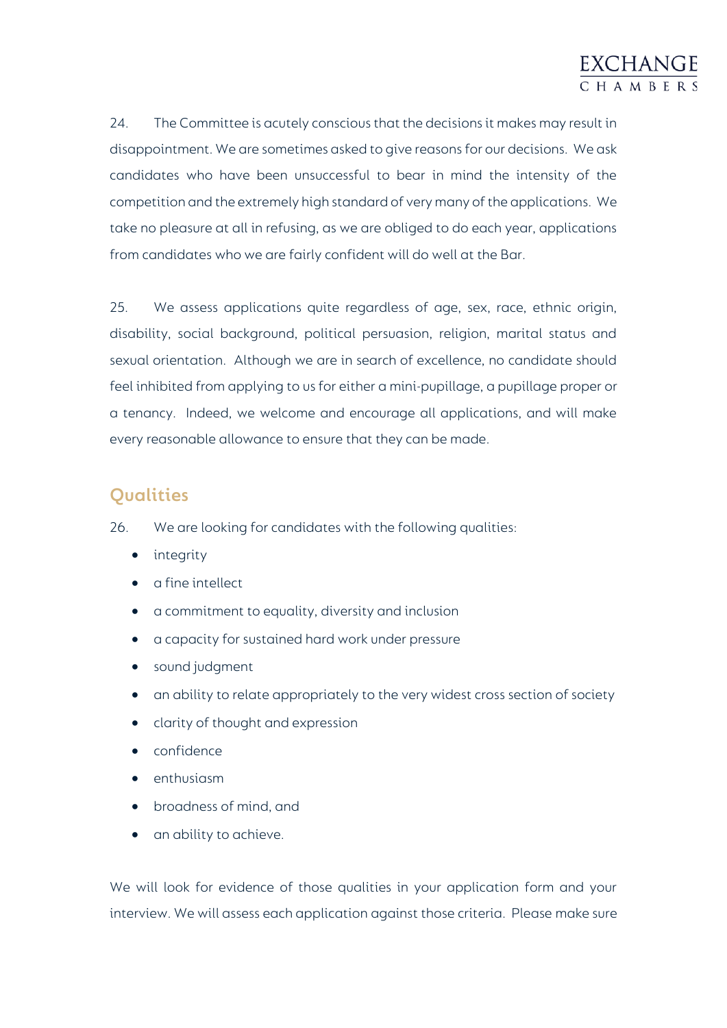24. The Committee is acutely conscious that the decisions it makes may result in disappointment. We are sometimes asked to give reasons for our decisions. We ask candidates who have been unsuccessful to bear in mind the intensity of the competition and the extremely high standard of very many of the applications. We take no pleasure at all in refusing, as we are obliged to do each year, applications from candidates who we are fairly confident will do well at the Bar.

25. We assess applications quite regardless of age, sex, race, ethnic origin, disability, social background, political persuasion, religion, marital status and sexual orientation. Although we are in search of excellence, no candidate should feel inhibited from applying to us for either a mini-pupillage, a pupillage proper or a tenancy. Indeed, we welcome and encourage all applications, and will make every reasonable allowance to ensure that they can be made.

## Qualities

26. We are looking for candidates with the following qualities:

- integrity
- a fine intellect
- a commitment to equality, diversity and inclusion
- a capacity for sustained hard work under pressure
- sound judgment
- an ability to relate appropriately to the very widest cross section of society
- clarity of thought and expression
- confidence
- enthusiasm
- broadness of mind, and
- an ability to achieve.

We will look for evidence of those qualities in your application form and your interview. We will assess each application against those criteria. Please make sure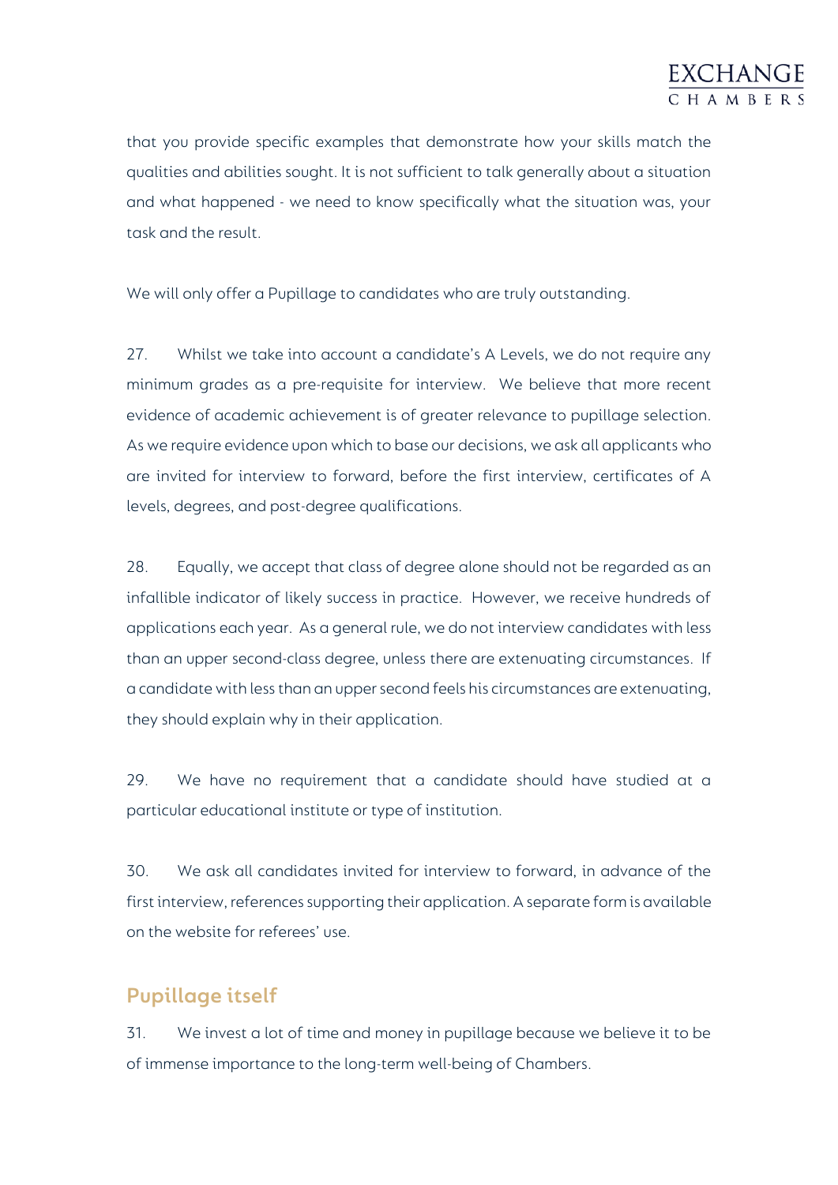that you provide specific examples that demonstrate how your skills match the qualities and abilities sought. It is not sufficient to talk generally about a situation and what happened - we need to know specifically what the situation was, your task and the result.

We will only offer a Pupillage to candidates who are truly outstanding.

27. Whilst we take into account a candidate's A Levels, we do not require any minimum grades as a pre-requisite for interview. We believe that more recent evidence of academic achievement is of greater relevance to pupillage selection. As we require evidence upon which to base our decisions, we ask all applicants who are invited for interview to forward, before the first interview, certificates of A levels, degrees, and post-degree qualifications.

28. Equally, we accept that class of degree alone should not be regarded as an infallible indicator of likely success in practice. However, we receive hundreds of applications each year. As a general rule, we do not interview candidates with less than an upper second-class degree, unless there are extenuating circumstances. If a candidate with less than an upper second feels his circumstances are extenuating, they should explain why in their application.

29. We have no requirement that a candidate should have studied at a particular educational institute or type of institution.

30. We ask all candidates invited for interview to forward, in advance of the first interview, references supporting their application. A separate form is available on the website for referees' use.

## Pupillage itself

31. We invest a lot of time and money in pupillage because we believe it to be of immense importance to the long-term well-being of Chambers.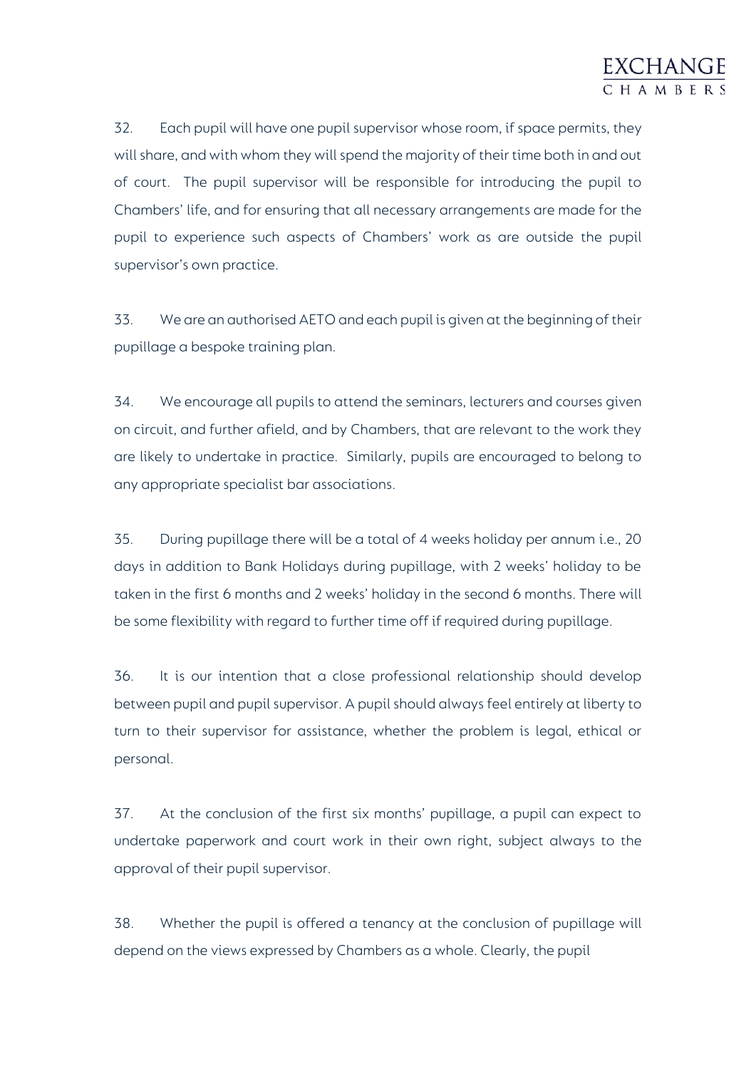32. Each pupil will have one pupil supervisor whose room, if space permits, they will share, and with whom they will spend the majority of their time both in and out of court. The pupil supervisor will be responsible for introducing the pupil to Chambers' life, and for ensuring that all necessary arrangements are made for the pupil to experience such aspects of Chambers' work as are outside the pupil supervisor's own practice.

33. We are an authorised AETO and each pupil is given at the beginning of their pupillage a bespoke training plan.

34. We encourage all pupils to attend the seminars, lecturers and courses given on circuit, and further afield, and by Chambers, that are relevant to the work they are likely to undertake in practice. Similarly, pupils are encouraged to belong to any appropriate specialist bar associations.

35. During pupillage there will be a total of 4 weeks holiday per annum i.e., 20 days in addition to Bank Holidays during pupillage, with 2 weeks' holiday to be taken in the first 6 months and 2 weeks' holiday in the second 6 months. There will be some flexibility with regard to further time off if required during pupillage.

36. It is our intention that a close professional relationship should develop between pupil and pupil supervisor. A pupil should always feel entirely at liberty to turn to their supervisor for assistance, whether the problem is legal, ethical or personal.

37. At the conclusion of the first six months' pupillage, a pupil can expect to undertake paperwork and court work in their own right, subject always to the approval of their pupil supervisor.

38. Whether the pupil is offered a tenancy at the conclusion of pupillage will depend on the views expressed by Chambers as a whole. Clearly, the pupil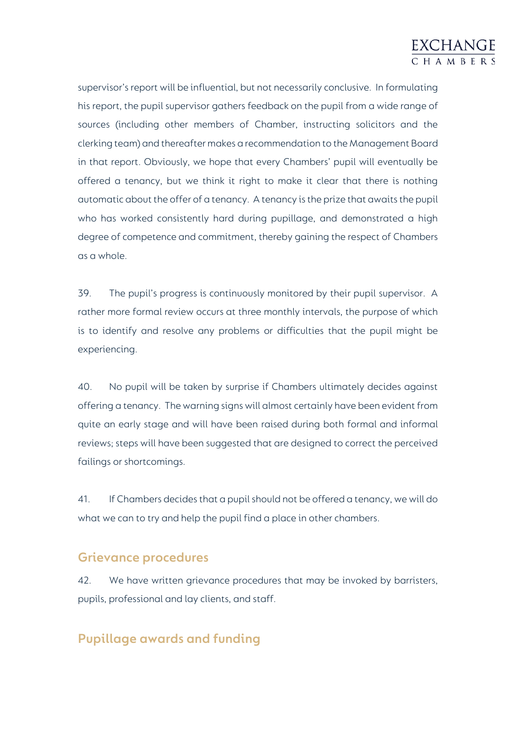supervisor's report will be influential, but not necessarily conclusive. In formulating his report, the pupil supervisor gathers feedback on the pupil from a wide range of sources (including other members of Chamber, instructing solicitors and the clerking team) and thereafter makes a recommendation to the Management Board in that report. Obviously, we hope that every Chambers' pupil will eventually be offered a tenancy, but we think it right to make it clear that there is nothing automatic about the offer of a tenancy. A tenancy is the prize that awaits the pupil who has worked consistently hard during pupillage, and demonstrated a high degree of competence and commitment, thereby gaining the respect of Chambers as a whole.

39. The pupil's progress is continuously monitored by their pupil supervisor. A rather more formal review occurs at three monthly intervals, the purpose of which is to identify and resolve any problems or difficulties that the pupil might be experiencing.

40. No pupil will be taken by surprise if Chambers ultimately decides against offering a tenancy. The warning signs will almost certainly have been evident from quite an early stage and will have been raised during both formal and informal reviews; steps will have been suggested that are designed to correct the perceived failings or shortcomings.

41. If Chambers decides that a pupil should not be offered a tenancy, we will do what we can to try and help the pupil find a place in other chambers.

## Grievance procedures

42. We have written grievance procedures that may be invoked by barristers, pupils, professional and lay clients, and staff.

## Pupillage awards and funding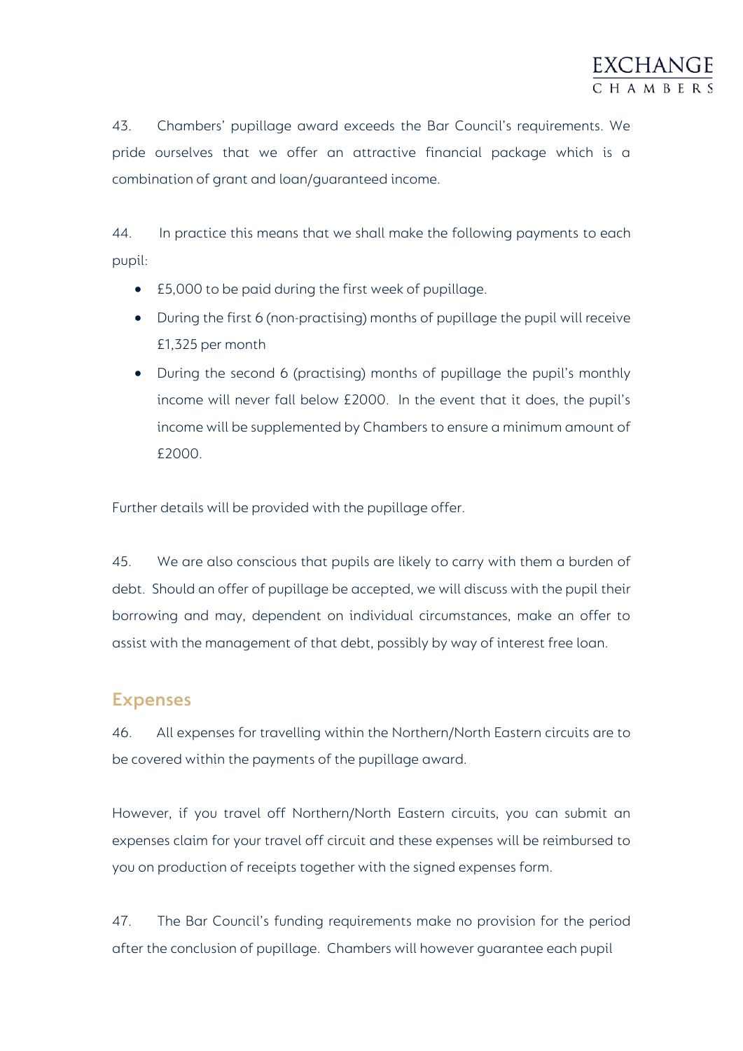43. Chambers' pupillage award exceeds the Bar Council's requirements. We pride ourselves that we offer an attractive financial package which is a combination of grant and loan/guaranteed income.

44. In practice this means that we shall make the following payments to each pupil:

- £5,000 to be paid during the first week of pupillage.
- During the first 6 (non-practising) months of pupillage the pupil will receive £1,325 per month
- During the second 6 (practising) months of pupillage the pupil's monthly income will never fall below £2000. In the event that it does, the pupil's income will be supplemented by Chambers to ensure a minimum amount of £2000.

Further details will be provided with the pupillage offer.

45. We are also conscious that pupils are likely to carry with them a burden of debt. Should an offer of pupillage be accepted, we will discuss with the pupil their borrowing and may, dependent on individual circumstances, make an offer to assist with the management of that debt, possibly by way of interest free loan.

## Expenses

46. All expenses for travelling within the Northern/North Eastern circuits are to be covered within the payments of the pupillage award.

However, if you travel off Northern/North Eastern circuits, you can submit an expenses claim for your travel off circuit and these expenses will be reimbursed to you on production of receipts together with the signed expenses form.

47. The Bar Council's funding requirements make no provision for the period after the conclusion of pupillage. Chambers will however guarantee each pupil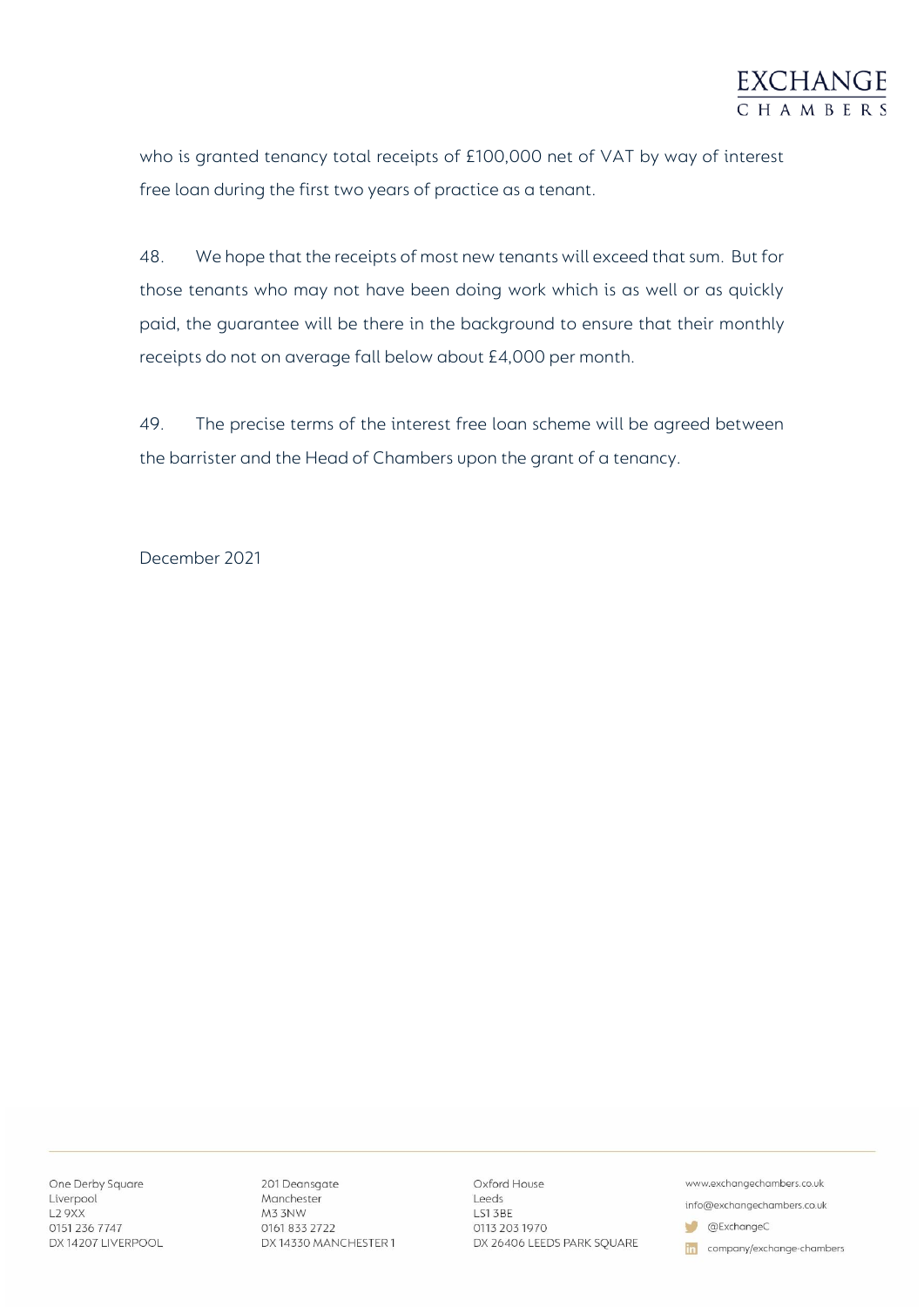who is granted tenancy total receipts of £100,000 net of VAT by way of interest free loan during the first two years of practice as a tenant.

48. We hope that the receipts of most new tenants will exceed that sum. But for those tenants who may not have been doing work which is as well or as quickly paid, the guarantee will be there in the background to ensure that their monthly receipts do not on average fall below about £4,000 per month.

49. The precise terms of the interest free loan scheme will be agreed between the barrister and the Head of Chambers upon the grant of a tenancy.

December 2021